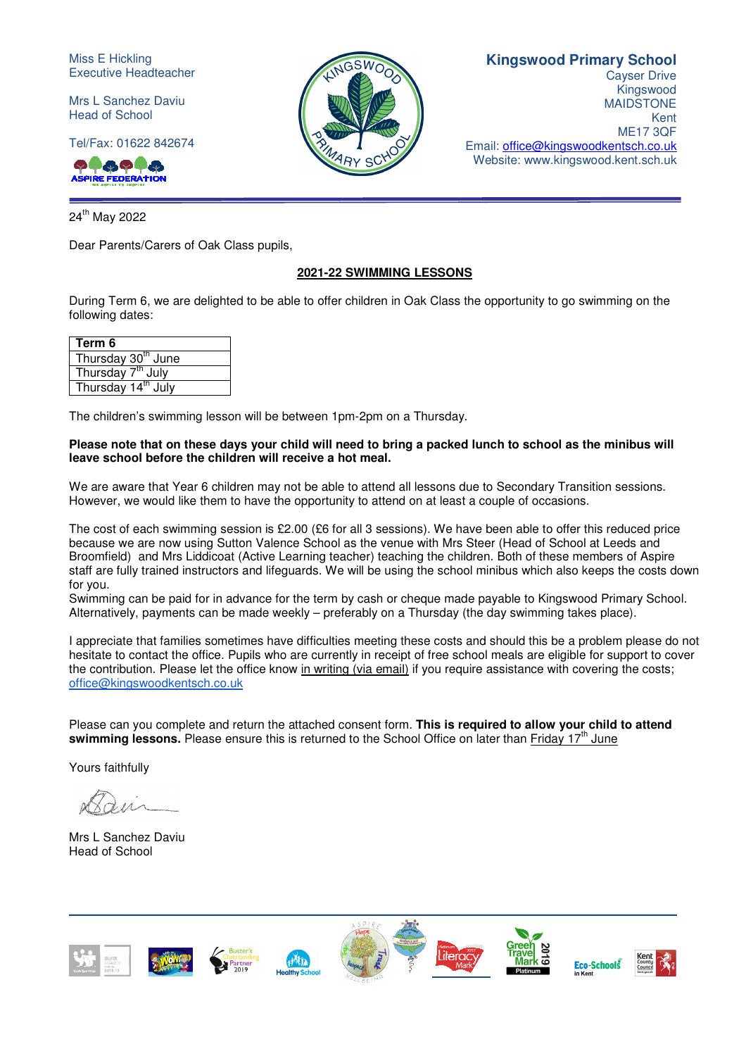Miss E Hickling
Executive Headteacher

Mrs L Sanchez Daviu
Head of School

Tel/Fax: 01622 842674

ASPIRE FEDERATION

**Kingswood Primary School**
Cayser Drive
Kingswood
MAIDSTONE
Kent
ME17 3QF
Email: office@kingswoodkentsch.co.uk
Website: www.kingswood.kent.sch.uk

24th May 2022

Dear Parents/Carers of Oak Class pupils,

## 2021-22 SWIMMING LESSONS

During Term 6, we are delighted to be able to offer children in Oak Class the opportunity to go swimming on the following dates:

| Term 6 |
|---|
| Thursday 30th June |
| Thursday 7th July |
| Thursday 14th July |

The children's swimming lesson will be between 1pm-2pm on a Thursday.

**Please note that on these days your child will need to bring a packed lunch to school as the minibus will leave school before the children will receive a hot meal.**

We are aware that Year 6 children may not be able to attend all lessons due to Secondary Transition sessions. However, we would like them to have the opportunity to attend on at least a couple of occasions.

The cost of each swimming session is £2.00 (£6 for all 3 sessions). We have been able to offer this reduced price because we are now using Sutton Valence School as the venue with Mrs Steer (Head of School at Leeds and Broomfield) and Mrs Liddicoat (Active Learning teacher) teaching the children. Both of these members of Aspire staff are fully trained instructors and lifeguards. We will be using the school minibus which also keeps the costs down for you.
Swimming can be paid for in advance for the term by cash or cheque made payable to Kingswood Primary School. Alternatively, payments can be made weekly – preferably on a Thursday (the day swimming takes place).

I appreciate that families sometimes have difficulties meeting these costs and should this be a problem please do not hesitate to contact the office. Pupils who are currently in receipt of free school meals are eligible for support to cover the contribution. Please let the office know in writing (via email) if you require assistance with covering the costs; office@kingswoodkentsch.co.uk

Please can you complete and return the attached consent form. **This is required to allow your child to attend swimming lessons.** Please ensure this is returned to the School Office on later than Friday 17th June

Yours faithfully

Mrs L Sanchez Daviu
Head of School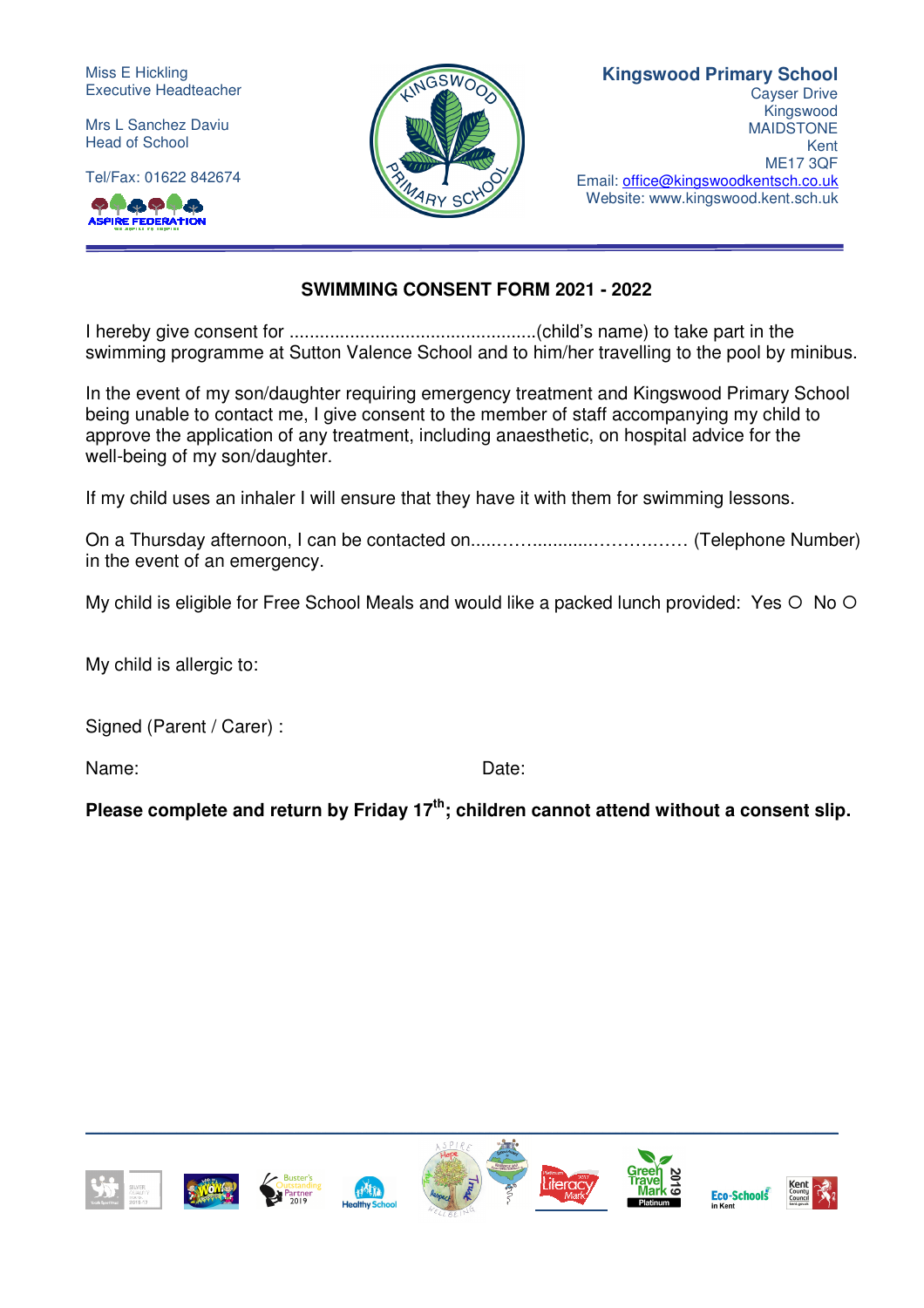Miss E Hickling
Executive Headteacher

Mrs L Sanchez Daviu
Head of School

Tel/Fax: 01622 842674

**Kingswood Primary School**
Cayser Drive
Kingswood
MAIDSTONE
Kent
ME17 3QF
Email: office@kingswoodkentsch.co.uk
Website: www.kingswood.kent.sch.uk

## SWIMMING CONSENT FORM 2021 - 2022

I hereby give consent for .................................................(child's name) to take part in the swimming programme at Sutton Valence School and to him/her travelling to the pool by minibus.

In the event of my son/daughter requiring emergency treatment and Kingswood Primary School being unable to contact me, I give consent to the member of staff accompanying my child to approve the application of any treatment, including anaesthetic, on hospital advice for the well-being of my son/daughter.

If my child uses an inhaler I will ensure that they have it with them for swimming lessons.

On a Thursday afternoon, I can be contacted on......…….........……………. (Telephone Number) in the event of an emergency.

My child is eligible for Free School Meals and would like a packed lunch provided: Yes ○ No ○

My child is allergic to:

Signed (Parent / Carer) :

Name: Date:

**Please complete and return by Friday 17th; children cannot attend without a consent slip.**